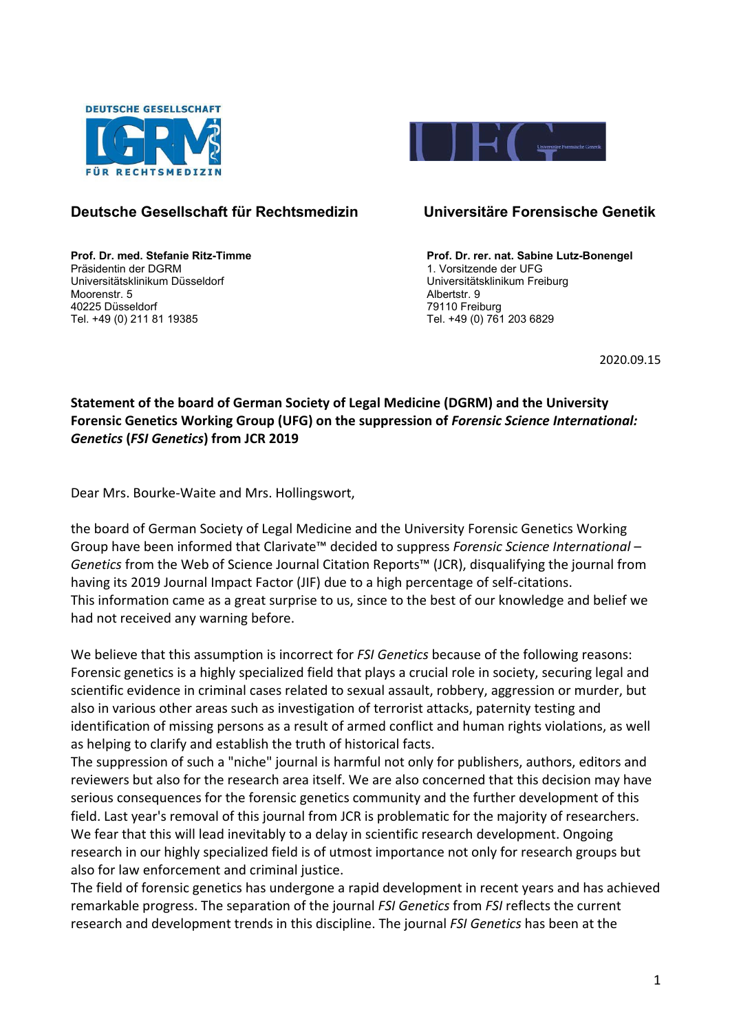**Deutsche Gesellschaft für Rechtsmedizin**

**Prof. Dr. med. Stefanie Ritz-Timme**
Präsidentin der DGRM
Universitätsklinikum Düsseldorf
Moorenstr. 5
40225 Düsseldorf
Tel. +49 (0) 211 81 19385

**Universitäre Forensische Genetik**

**Prof. Dr. rer. nat. Sabine Lutz-Bonengel**
1. Vorsitzende der UFG
Universitätsklinikum Freiburg
Albertstr. 9
79110 Freiburg
Tel. +49 (0) 761 203 6829

2020.09.15

**Statement of the board of German Society of Legal Medicine (DGRM) and the University Forensic Genetics Working Group (UFG) on the suppression of *Forensic Science International: Genetics* (*FSI Genetics*) from JCR 2019**

Dear Mrs. Bourke-Waite and Mrs. Hollingswort,

the board of German Society of Legal Medicine and the University Forensic Genetics Working Group have been informed that Clarivate™ decided to suppress *Forensic Science International – Genetics* from the Web of Science Journal Citation Reports™ (JCR), disqualifying the journal from having its 2019 Journal Impact Factor (JIF) due to a high percentage of self-citations.
This information came as a great surprise to us, since to the best of our knowledge and belief we had not received any warning before.

We believe that this assumption is incorrect for *FSI Genetics* because of the following reasons:
Forensic genetics is a highly specialized field that plays a crucial role in society, securing legal and scientific evidence in criminal cases related to sexual assault, robbery, aggression or murder, but also in various other areas such as investigation of terrorist attacks, paternity testing and identification of missing persons as a result of armed conflict and human rights violations, as well as helping to clarify and establish the truth of historical facts.
The suppression of such a "niche" journal is harmful not only for publishers, authors, editors and reviewers but also for the research area itself. We are also concerned that this decision may have serious consequences for the forensic genetics community and the further development of this field. Last year's removal of this journal from JCR is problematic for the majority of researchers. We fear that this will lead inevitably to a delay in scientific research development. Ongoing research in our highly specialized field is of utmost importance not only for research groups but also for law enforcement and criminal justice.
The field of forensic genetics has undergone a rapid development in recent years and has achieved remarkable progress. The separation of the journal *FSI Genetics* from *FSI* reflects the current research and development trends in this discipline. The journal *FSI Genetics* has been at the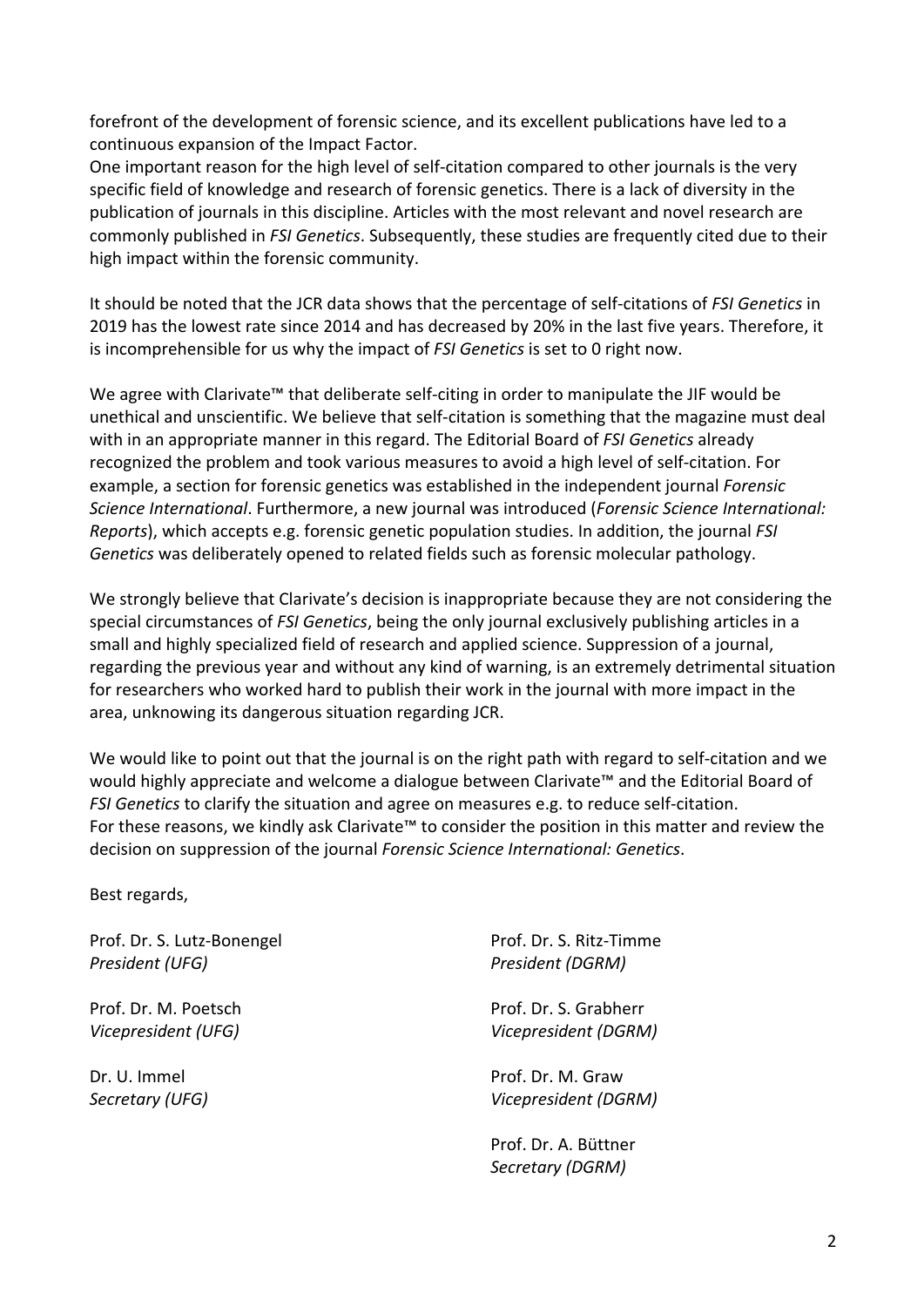forefront of the development of forensic science, and its excellent publications have led to a continuous expansion of the Impact Factor.
One important reason for the high level of self-citation compared to other journals is the very specific field of knowledge and research of forensic genetics. There is a lack of diversity in the publication of journals in this discipline. Articles with the most relevant and novel research are commonly published in *FSI Genetics*. Subsequently, these studies are frequently cited due to their high impact within the forensic community.

It should be noted that the JCR data shows that the percentage of self-citations of *FSI Genetics* in 2019 has the lowest rate since 2014 and has decreased by 20% in the last five years. Therefore, it is incomprehensible for us why the impact of *FSI Genetics* is set to 0 right now.

We agree with Clarivate™ that deliberate self-citing in order to manipulate the JIF would be unethical and unscientific. We believe that self-citation is something that the magazine must deal with in an appropriate manner in this regard. The Editorial Board of *FSI Genetics* already recognized the problem and took various measures to avoid a high level of self-citation. For example, a section for forensic genetics was established in the independent journal *Forensic Science International*. Furthermore, a new journal was introduced (*Forensic Science International: Reports*), which accepts e.g. forensic genetic population studies. In addition, the journal *FSI Genetics* was deliberately opened to related fields such as forensic molecular pathology.

We strongly believe that Clarivate's decision is inappropriate because they are not considering the special circumstances of *FSI Genetics*, being the only journal exclusively publishing articles in a small and highly specialized field of research and applied science. Suppression of a journal, regarding the previous year and without any kind of warning, is an extremely detrimental situation for researchers who worked hard to publish their work in the journal with more impact in the area, unknowing its dangerous situation regarding JCR.

We would like to point out that the journal is on the right path with regard to self-citation and we would highly appreciate and welcome a dialogue between Clarivate™ and the Editorial Board of *FSI Genetics* to clarify the situation and agree on measures e.g. to reduce self-citation.
For these reasons, we kindly ask Clarivate™ to consider the position in this matter and review the decision on suppression of the journal *Forensic Science International: Genetics*.

Best regards,

Prof. Dr. S. Lutz-Bonengel
*President (UFG)*

Prof. Dr. M. Poetsch
*Vicepresident (UFG)*

Dr. U. Immel
*Secretary (UFG)*

Prof. Dr. S. Ritz-Timme
*President (DGRM)*

Prof. Dr. S. Grabherr
*Vicepresident (DGRM)*

Prof. Dr. M. Graw
*Vicepresident (DGRM)*

Prof. Dr. A. Büttner
*Secretary (DGRM)*